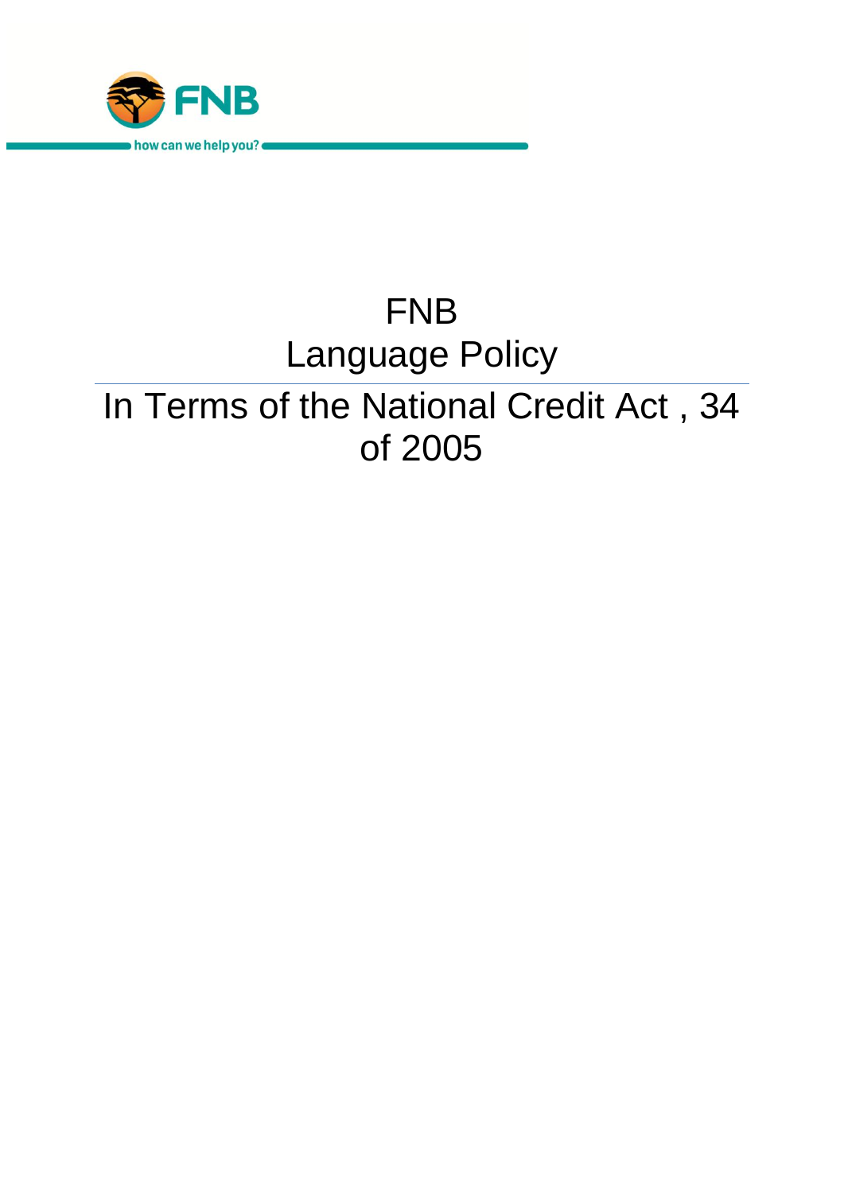FNB

how can we help you?

# FNB
# Language Policy

## In Terms of the National Credit Act , 34 of 2005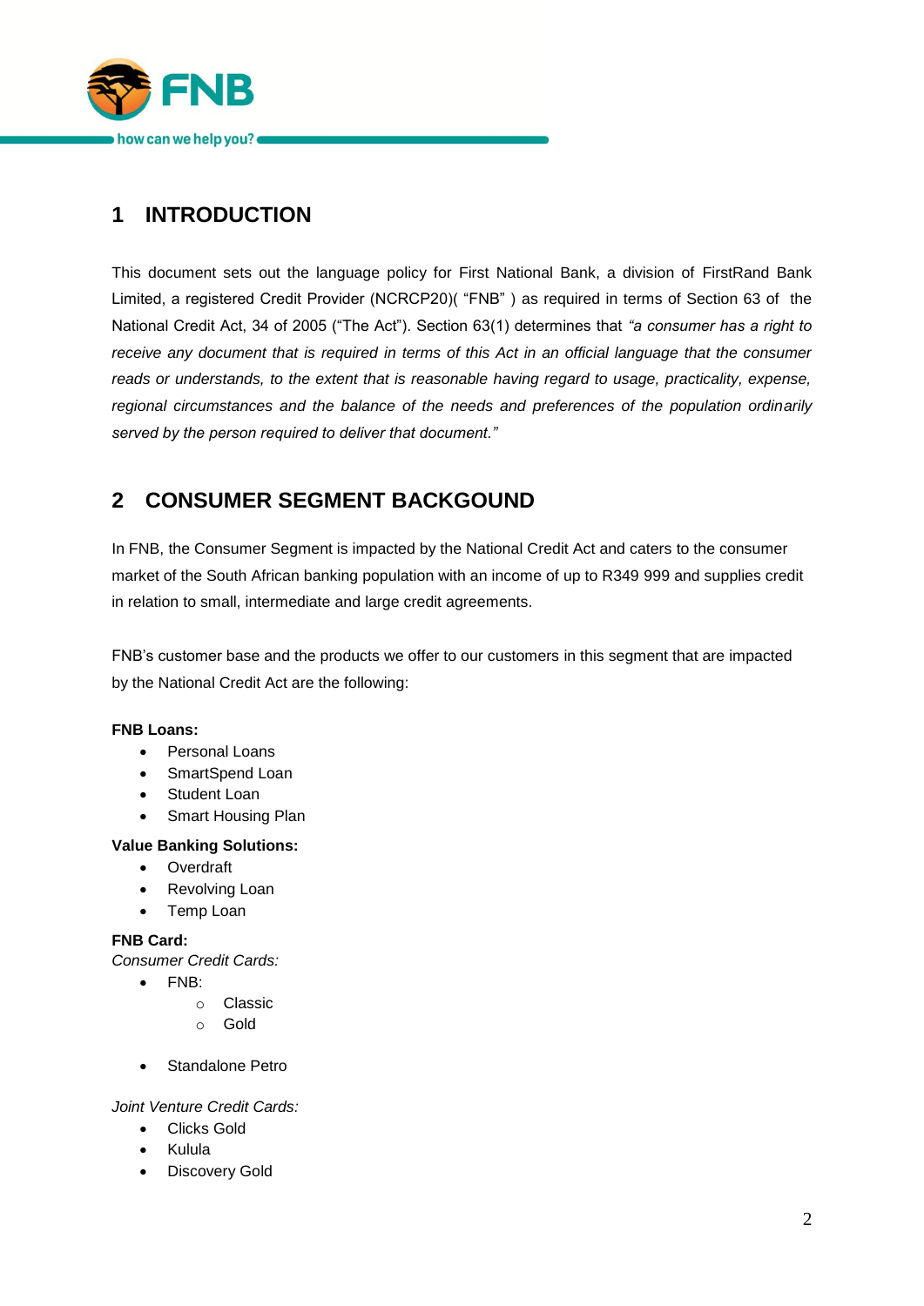## 1 INTRODUCTION

This document sets out the language policy for First National Bank, a division of FirstRand Bank Limited, a registered Credit Provider (NCRCP20)( "FNB" ) as required in terms of Section 63 of the National Credit Act, 34 of 2005 ("The Act"). Section 63(1) determines that *"a consumer has a right to receive any document that is required in terms of this Act in an official language that the consumer reads or understands, to the extent that is reasonable having regard to usage, practicality, expense, regional circumstances and the balance of the needs and preferences of the population ordinarily served by the person required to deliver that document."*

## 2 CONSUMER SEGMENT BACKGOUND

In FNB, the Consumer Segment is impacted by the National Credit Act and caters to the consumer market of the South African banking population with an income of up to R349 999 and supplies credit in relation to small, intermediate and large credit agreements.

FNB's customer base and the products we offer to our customers in this segment that are impacted by the National Credit Act are the following:

**FNB Loans:**

- Personal Loans
- SmartSpend Loan
- Student Loan
- Smart Housing Plan

**Value Banking Solutions:**

- Overdraft
- Revolving Loan
- Temp Loan

**FNB Card:**

*Consumer Credit Cards:*

- FNB:
  - Classic
  - Gold
- Standalone Petro

*Joint Venture Credit Cards:*

- Clicks Gold
- Kulula
- Discovery Gold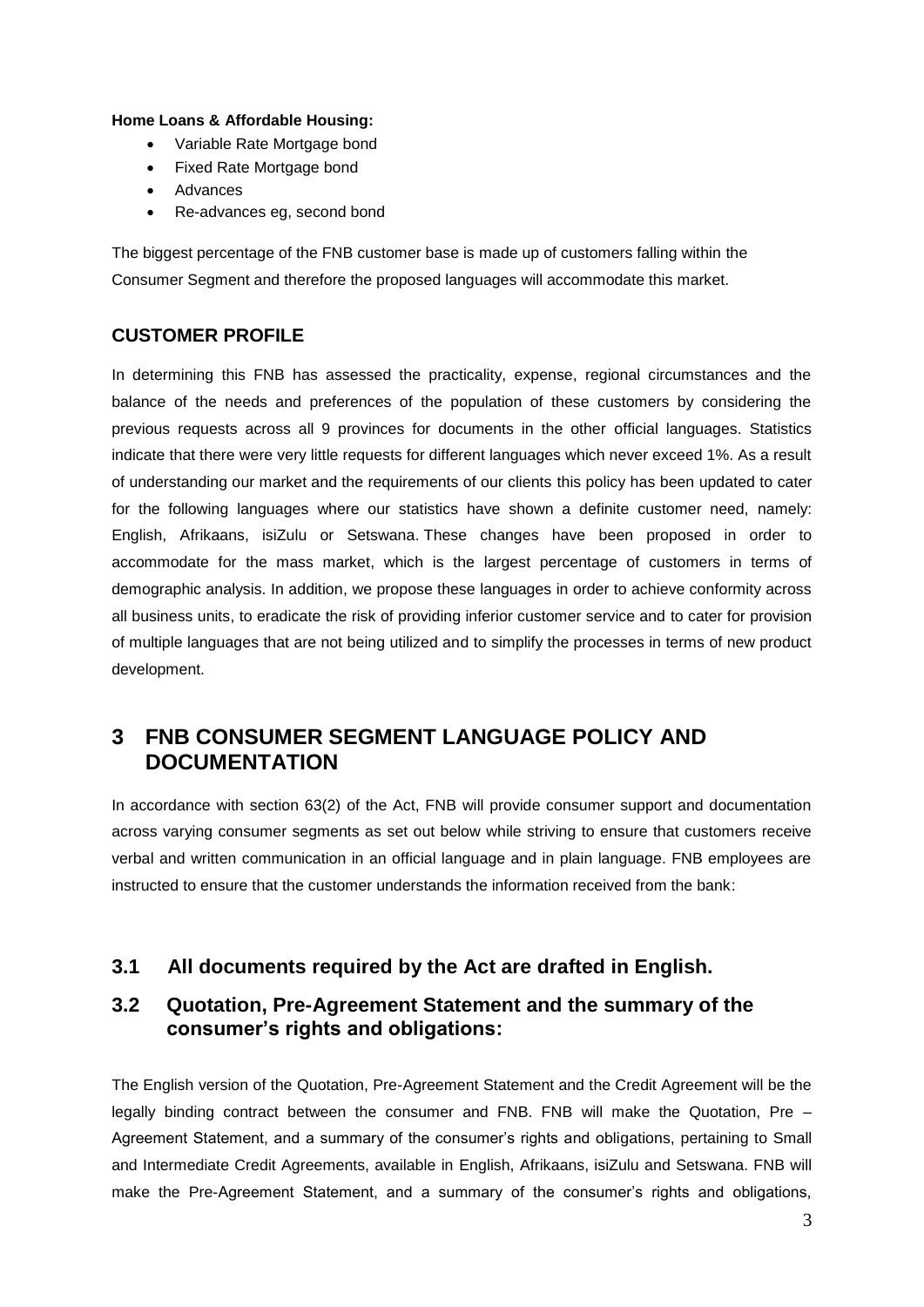**Home Loans & Affordable Housing:**

- Variable Rate Mortgage bond
- Fixed Rate Mortgage bond
- Advances
- Re-advances eg, second bond

The biggest percentage of the FNB customer base is made up of customers falling within the Consumer Segment and therefore the proposed languages will accommodate this market.

## CUSTOMER PROFILE

In determining this FNB has assessed the practicality, expense, regional circumstances and the balance of the needs and preferences of the population of these customers by considering the previous requests across all 9 provinces for documents in the other official languages. Statistics indicate that there were very little requests for different languages which never exceed 1%. As a result of understanding our market and the requirements of our clients this policy has been updated to cater for the following languages where our statistics have shown a definite customer need, namely: English, Afrikaans, isiZulu or Setswana. These changes have been proposed in order to accommodate for the mass market, which is the largest percentage of customers in terms of demographic analysis. In addition, we propose these languages in order to achieve conformity across all business units, to eradicate the risk of providing inferior customer service and to cater for provision of multiple languages that are not being utilized and to simplify the processes in terms of new product development.

# 3 FNB CONSUMER SEGMENT LANGUAGE POLICY AND DOCUMENTATION

In accordance with section 63(2) of the Act, FNB will provide consumer support and documentation across varying consumer segments as set out below while striving to ensure that customers receive verbal and written communication in an official language and in plain language. FNB employees are instructed to ensure that the customer understands the information received from the bank:

## 3.1 All documents required by the Act are drafted in English.

## 3.2 Quotation, Pre-Agreement Statement and the summary of the consumer's rights and obligations:

The English version of the Quotation, Pre-Agreement Statement and the Credit Agreement will be the legally binding contract between the consumer and FNB. FNB will make the Quotation, Pre – Agreement Statement, and a summary of the consumer's rights and obligations, pertaining to Small and Intermediate Credit Agreements, available in English, Afrikaans, isiZulu and Setswana. FNB will make the Pre-Agreement Statement, and a summary of the consumer's rights and obligations,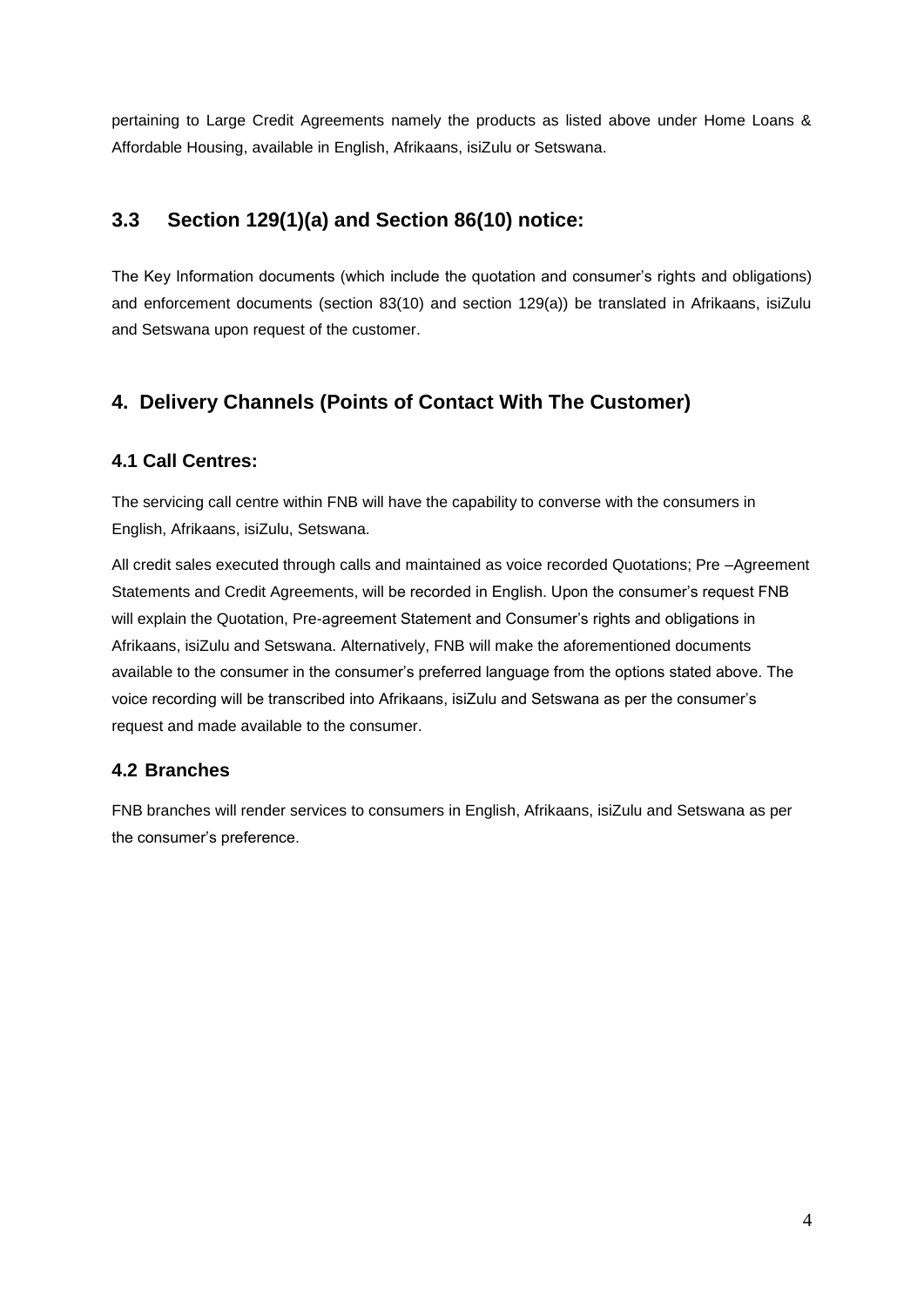pertaining to Large Credit Agreements namely the products as listed above under Home Loans & Affordable Housing, available in English, Afrikaans, isiZulu or Setswana.

### 3.3 Section 129(1)(a) and Section 86(10) notice:

The Key Information documents (which include the quotation and consumer's rights and obligations) and enforcement documents (section 83(10) and section 129(a)) be translated in Afrikaans, isiZulu and Setswana upon request of the customer.

## 4. Delivery Channels (Points of Contact With The Customer)

### 4.1 Call Centres:

The servicing call centre within FNB will have the capability to converse with the consumers in English, Afrikaans, isiZulu, Setswana.

All credit sales executed through calls and maintained as voice recorded Quotations; Pre –Agreement Statements and Credit Agreements, will be recorded in English. Upon the consumer's request FNB will explain the Quotation, Pre-agreement Statement and Consumer's rights and obligations in Afrikaans, isiZulu and Setswana. Alternatively, FNB will make the aforementioned documents available to the consumer in the consumer's preferred language from the options stated above. The voice recording will be transcribed into Afrikaans, isiZulu and Setswana as per the consumer's request and made available to the consumer.

### 4.2 Branches

FNB branches will render services to consumers in English, Afrikaans, isiZulu and Setswana as per the consumer's preference.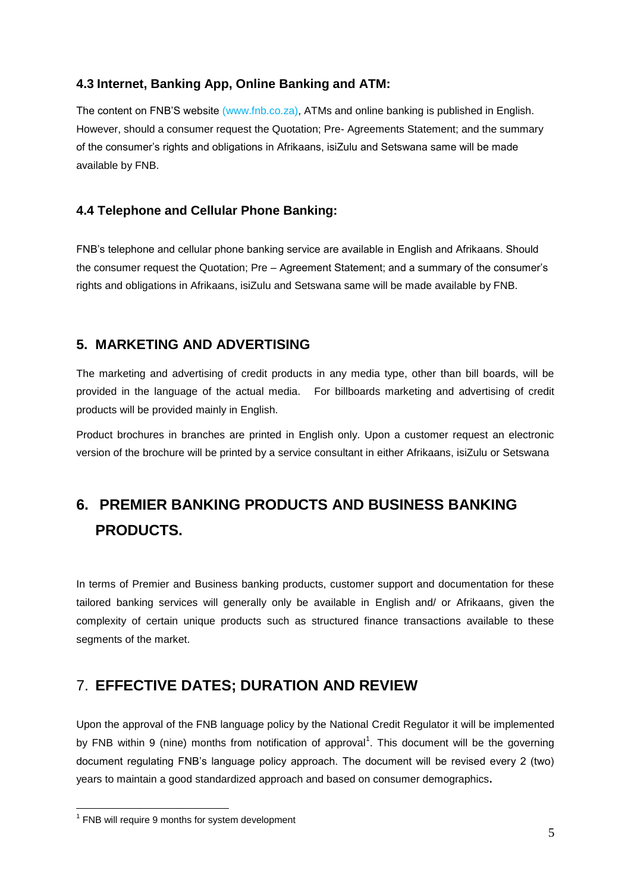### 4.3 Internet, Banking App, Online Banking and ATM:

The content on FNB'S website (www.fnb.co.za), ATMs and online banking is published in English. However, should a consumer request the Quotation; Pre- Agreements Statement; and the summary of the consumer's rights and obligations in Afrikaans, isiZulu and Setswana same will be made available by FNB.

### 4.4 Telephone and Cellular Phone Banking:

FNB's telephone and cellular phone banking service are available in English and Afrikaans. Should the consumer request the Quotation; Pre – Agreement Statement; and a summary of the consumer's rights and obligations in Afrikaans, isiZulu and Setswana same will be made available by FNB.

## 5. MARKETING AND ADVERTISING

The marketing and advertising of credit products in any media type, other than bill boards, will be provided in the language of the actual media. For billboards marketing and advertising of credit products will be provided mainly in English.

Product brochures in branches are printed in English only. Upon a customer request an electronic version of the brochure will be printed by a service consultant in either Afrikaans, isiZulu or Setswana

## 6. PREMIER BANKING PRODUCTS AND BUSINESS BANKING PRODUCTS.

In terms of Premier and Business banking products, customer support and documentation for these tailored banking services will generally only be available in English and/ or Afrikaans, given the complexity of certain unique products such as structured finance transactions available to these segments of the market.

## 7. EFFECTIVE DATES; DURATION AND REVIEW

Upon the approval of the FNB language policy by the National Credit Regulator it will be implemented by FNB within 9 (nine) months from notification of approval[1]. This document will be the governing document regulating FNB's language policy approach. The document will be revised every 2 (two) years to maintain a good standardized approach and based on consumer demographics**.**

---

[1] FNB will require 9 months for system development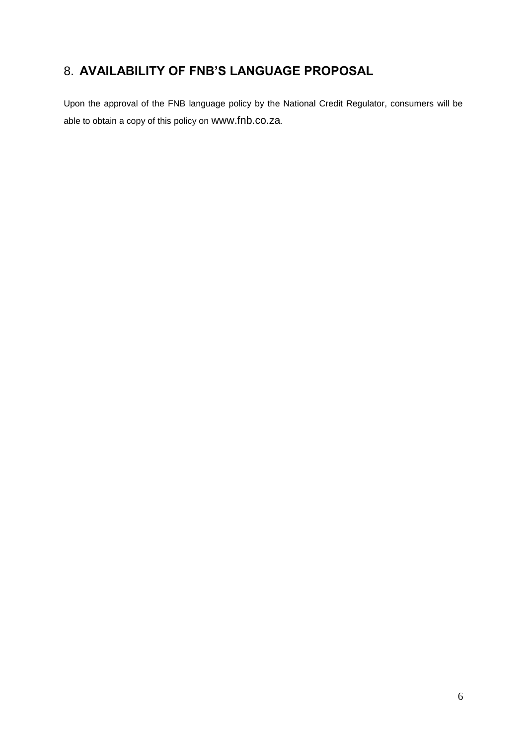## 8. **AVAILABILITY OF FNB'S LANGUAGE PROPOSAL**

Upon the approval of the FNB language policy by the National Credit Regulator, consumers will be able to obtain a copy of this policy on www.fnb.co.za.